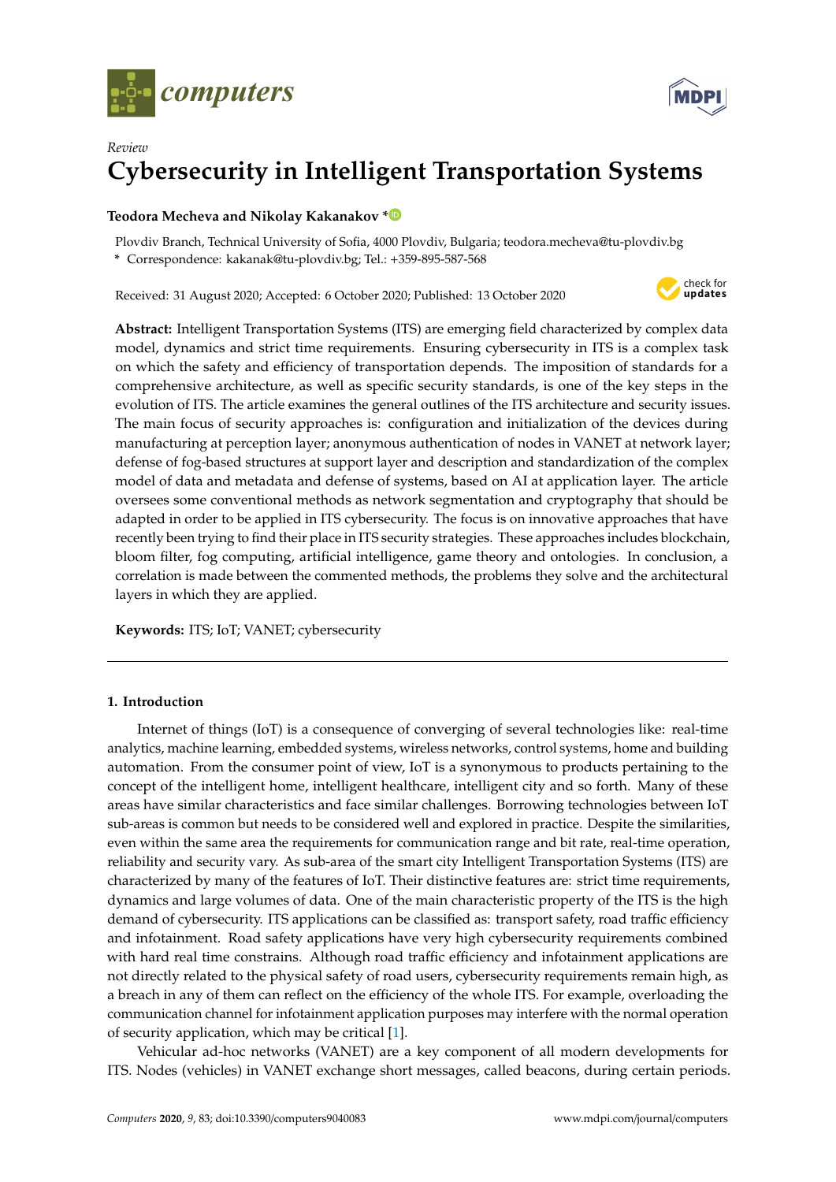*Review*

# Cybersecurity in Intelligent Transportation Systems

**Teodora Mecheva and Nikolay Kakanakov ***

Plovdiv Branch, Technical University of Sofia, 4000 Plovdiv, Bulgaria; teodora.mecheva@tu-plovdiv.bg
* Correspondence: kakanak@tu-plovdiv.bg; Tel.: +359-895-587-568

Received: 31 August 2020; Accepted: 6 October 2020; Published: 13 October 2020

**Abstract:** Intelligent Transportation Systems (ITS) are emerging field characterized by complex data model, dynamics and strict time requirements. Ensuring cybersecurity in ITS is a complex task on which the safety and efficiency of transportation depends. The imposition of standards for a comprehensive architecture, as well as specific security standards, is one of the key steps in the evolution of ITS. The article examines the general outlines of the ITS architecture and security issues. The main focus of security approaches is: configuration and initialization of the devices during manufacturing at perception layer; anonymous authentication of nodes in VANET at network layer; defense of fog-based structures at support layer and description and standardization of the complex model of data and metadata and defense of systems, based on AI at application layer. The article oversees some conventional methods as network segmentation and cryptography that should be adapted in order to be applied in ITS cybersecurity. The focus is on innovative approaches that have recently been trying to find their place in ITS security strategies. These approaches includes blockchain, bloom filter, fog computing, artificial intelligence, game theory and ontologies. In conclusion, a correlation is made between the commented methods, the problems they solve and the architectural layers in which they are applied.

**Keywords:** ITS; IoT; VANET; cybersecurity

## 1. Introduction

Internet of things (IoT) is a consequence of converging of several technologies like: real-time analytics, machine learning, embedded systems, wireless networks, control systems, home and building automation. From the consumer point of view, IoT is a synonymous to products pertaining to the concept of the intelligent home, intelligent healthcare, intelligent city and so forth. Many of these areas have similar characteristics and face similar challenges. Borrowing technologies between IoT sub-areas is common but needs to be considered well and explored in practice. Despite the similarities, even within the same area the requirements for communication range and bit rate, real-time operation, reliability and security vary. As sub-area of the smart city Intelligent Transportation Systems (ITS) are characterized by many of the features of IoT. Their distinctive features are: strict time requirements, dynamics and large volumes of data. One of the main characteristic property of the ITS is the high demand of cybersecurity. ITS applications can be classified as: transport safety, road traffic efficiency and infotainment. Road safety applications have very high cybersecurity requirements combined with hard real time constrains. Although road traffic efficiency and infotainment applications are not directly related to the physical safety of road users, cybersecurity requirements remain high, as a breach in any of them can reflect on the efficiency of the whole ITS. For example, overloading the communication channel for infotainment application purposes may interfere with the normal operation of security application, which may be critical [1].

Vehicular ad-hoc networks (VANET) are a key component of all modern developments for ITS. Nodes (vehicles) in VANET exchange short messages, called beacons, during certain periods.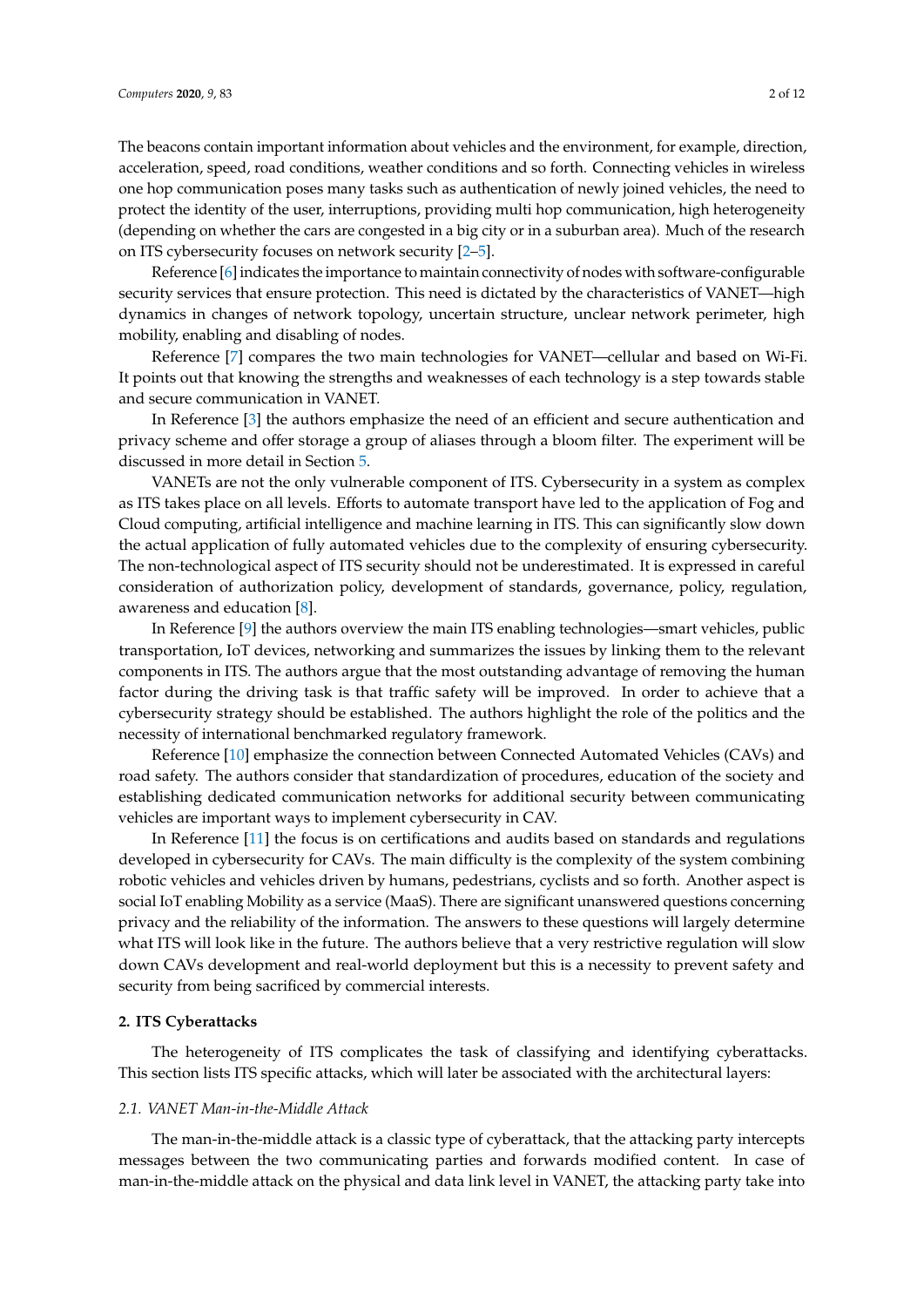The beacons contain important information about vehicles and the environment, for example, direction, acceleration, speed, road conditions, weather conditions and so forth. Connecting vehicles in wireless one hop communication poses many tasks such as authentication of newly joined vehicles, the need to protect the identity of the user, interruptions, providing multi hop communication, high heterogeneity (depending on whether the cars are congested in a big city or in a suburban area). Much of the research on ITS cybersecurity focuses on network security [2–5].

Reference [6] indicates the importance to maintain connectivity of nodes with software-configurable security services that ensure protection. This need is dictated by the characteristics of VANET—high dynamics in changes of network topology, uncertain structure, unclear network perimeter, high mobility, enabling and disabling of nodes.

Reference [7] compares the two main technologies for VANET—cellular and based on Wi-Fi. It points out that knowing the strengths and weaknesses of each technology is a step towards stable and secure communication in VANET.

In Reference [3] the authors emphasize the need of an efficient and secure authentication and privacy scheme and offer storage a group of aliases through a bloom filter. The experiment will be discussed in more detail in Section 5.

VANETs are not the only vulnerable component of ITS. Cybersecurity in a system as complex as ITS takes place on all levels. Efforts to automate transport have led to the application of Fog and Cloud computing, artificial intelligence and machine learning in ITS. This can significantly slow down the actual application of fully automated vehicles due to the complexity of ensuring cybersecurity. The non-technological aspect of ITS security should not be underestimated. It is expressed in careful consideration of authorization policy, development of standards, governance, policy, regulation, awareness and education [8].

In Reference [9] the authors overview the main ITS enabling technologies—smart vehicles, public transportation, IoT devices, networking and summarizes the issues by linking them to the relevant components in ITS. The authors argue that the most outstanding advantage of removing the human factor during the driving task is that traffic safety will be improved. In order to achieve that a cybersecurity strategy should be established. The authors highlight the role of the politics and the necessity of international benchmarked regulatory framework.

Reference [10] emphasize the connection between Connected Automated Vehicles (CAVs) and road safety. The authors consider that standardization of procedures, education of the society and establishing dedicated communication networks for additional security between communicating vehicles are important ways to implement cybersecurity in CAV.

In Reference [11] the focus is on certifications and audits based on standards and regulations developed in cybersecurity for CAVs. The main difficulty is the complexity of the system combining robotic vehicles and vehicles driven by humans, pedestrians, cyclists and so forth. Another aspect is social IoT enabling Mobility as a service (MaaS). There are significant unanswered questions concerning privacy and the reliability of the information. The answers to these questions will largely determine what ITS will look like in the future. The authors believe that a very restrictive regulation will slow down CAVs development and real-world deployment but this is a necessity to prevent safety and security from being sacrificed by commercial interests.

## 2. ITS Cyberattacks

The heterogeneity of ITS complicates the task of classifying and identifying cyberattacks. This section lists ITS specific attacks, which will later be associated with the architectural layers:

### 2.1. VANET Man-in-the-Middle Attack

The man-in-the-middle attack is a classic type of cyberattack, that the attacking party intercepts messages between the two communicating parties and forwards modified content. In case of man-in-the-middle attack on the physical and data link level in VANET, the attacking party take into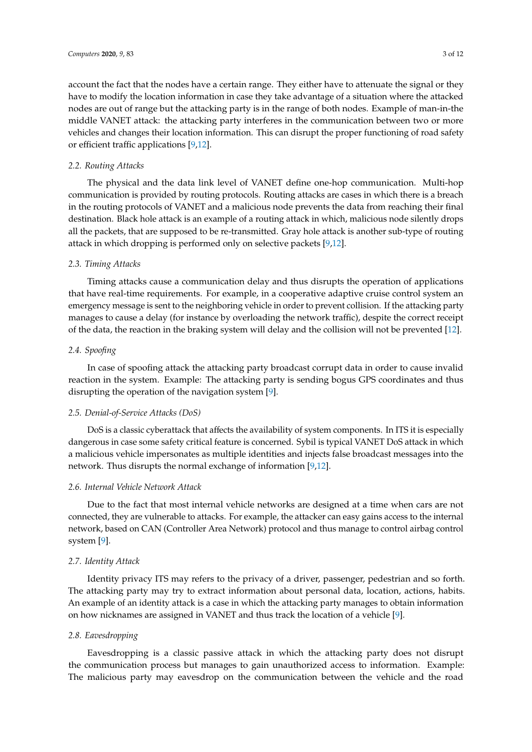account the fact that the nodes have a certain range. They either have to attenuate the signal or they have to modify the location information in case they take advantage of a situation where the attacked nodes are out of range but the attacking party is in the range of both nodes. Example of man-in-the middle VANET attack: the attacking party interferes in the communication between two or more vehicles and changes their location information. This can disrupt the proper functioning of road safety or efficient traffic applications [9,12].

### 2.2. Routing Attacks

The physical and the data link level of VANET define one-hop communication. Multi-hop communication is provided by routing protocols. Routing attacks are cases in which there is a breach in the routing protocols of VANET and a malicious node prevents the data from reaching their final destination. Black hole attack is an example of a routing attack in which, malicious node silently drops all the packets, that are supposed to be re-transmitted. Gray hole attack is another sub-type of routing attack in which dropping is performed only on selective packets [9,12].

### 2.3. Timing Attacks

Timing attacks cause a communication delay and thus disrupts the operation of applications that have real-time requirements. For example, in a cooperative adaptive cruise control system an emergency message is sent to the neighboring vehicle in order to prevent collision. If the attacking party manages to cause a delay (for instance by overloading the network traffic), despite the correct receipt of the data, the reaction in the braking system will delay and the collision will not be prevented [12].

### 2.4. Spoofing

In case of spoofing attack the attacking party broadcast corrupt data in order to cause invalid reaction in the system. Example: The attacking party is sending bogus GPS coordinates and thus disrupting the operation of the navigation system [9].

### 2.5. Denial-of-Service Attacks (DoS)

DoS is a classic cyberattack that affects the availability of system components. In ITS it is especially dangerous in case some safety critical feature is concerned. Sybil is typical VANET DoS attack in which a malicious vehicle impersonates as multiple identities and injects false broadcast messages into the network. Thus disrupts the normal exchange of information [9,12].

### 2.6. Internal Vehicle Network Attack

Due to the fact that most internal vehicle networks are designed at a time when cars are not connected, they are vulnerable to attacks. For example, the attacker can easy gains access to the internal network, based on CAN (Controller Area Network) protocol and thus manage to control airbag control system [9].

### 2.7. Identity Attack

Identity privacy ITS may refers to the privacy of a driver, passenger, pedestrian and so forth. The attacking party may try to extract information about personal data, location, actions, habits. An example of an identity attack is a case in which the attacking party manages to obtain information on how nicknames are assigned in VANET and thus track the location of a vehicle [9].

### 2.8. Eavesdropping

Eavesdropping is a classic passive attack in which the attacking party does not disrupt the communication process but manages to gain unauthorized access to information. Example: The malicious party may eavesdrop on the communication between the vehicle and the road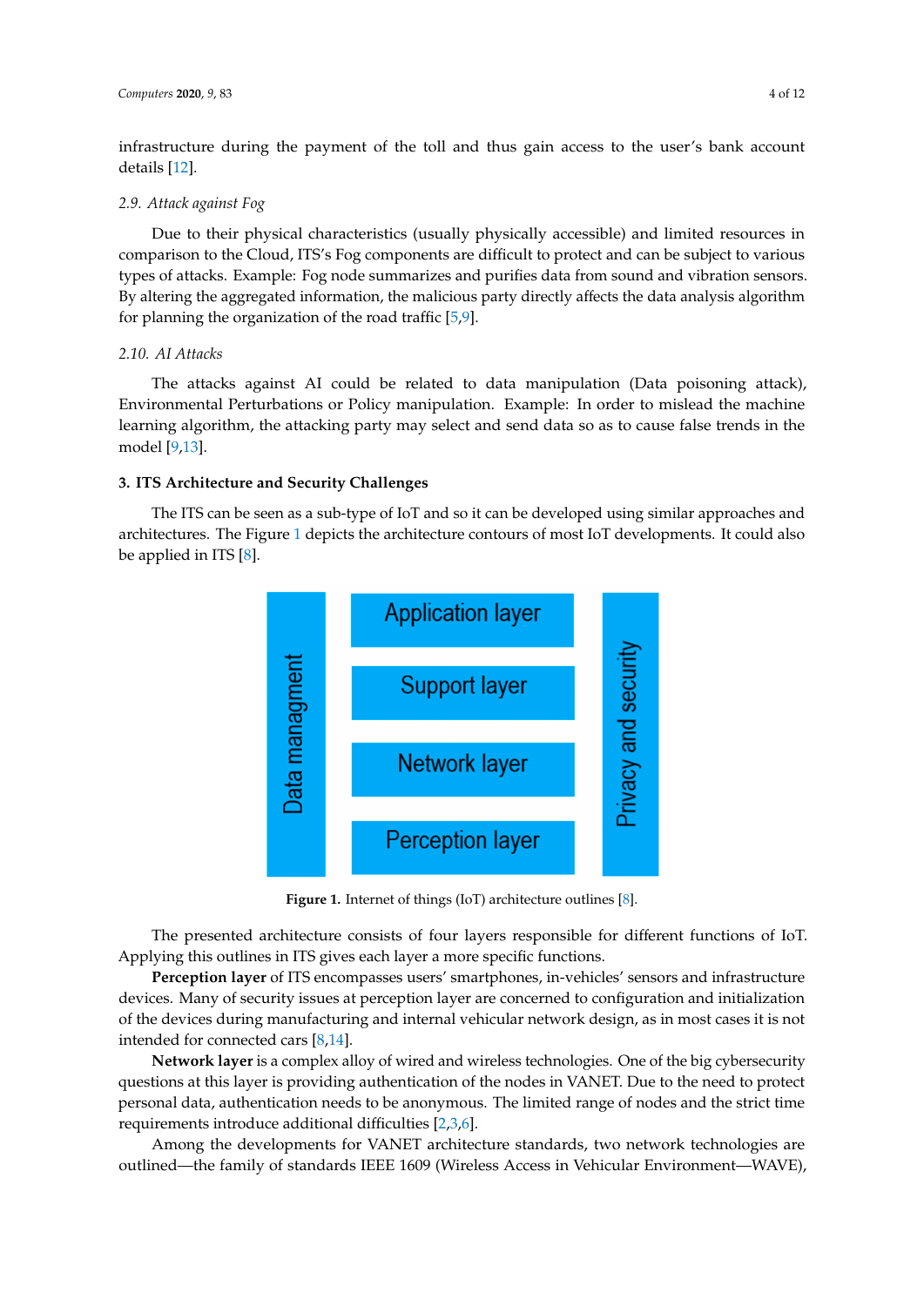infrastructure during the payment of the toll and thus gain access to the user's bank account details [12].

### 2.9. Attack against Fog

Due to their physical characteristics (usually physically accessible) and limited resources in comparison to the Cloud, ITS's Fog components are difficult to protect and can be subject to various types of attacks. Example: Fog node summarizes and purifies data from sound and vibration sensors. By altering the aggregated information, the malicious party directly affects the data analysis algorithm for planning the organization of the road traffic [5,9].

### 2.10. AI Attacks

The attacks against AI could be related to data manipulation (Data poisoning attack), Environmental Perturbations or Policy manipulation. Example: In order to mislead the machine learning algorithm, the attacking party may select and send data so as to cause false trends in the model [9,13].

## 3. ITS Architecture and Security Challenges

The ITS can be seen as a sub-type of IoT and so it can be developed using similar approaches and architectures. The Figure 1 depicts the architecture contours of most IoT developments. It could also be applied in ITS [8].

Data managment | Application layer | Support layer | Network layer | Perception layer | Privacy and security

**Figure 1.** Internet of things (IoT) architecture outlines [8].

The presented architecture consists of four layers responsible for different functions of IoT. Applying this outlines in ITS gives each layer a more specific functions.

**Perception layer** of ITS encompasses users' smartphones, in-vehicles' sensors and infrastructure devices. Many of security issues at perception layer are concerned to configuration and initialization of the devices during manufacturing and internal vehicular network design, as in most cases it is not intended for connected cars [8,14].

**Network layer** is a complex alloy of wired and wireless technologies. One of the big cybersecurity questions at this layer is providing authentication of the nodes in VANET. Due to the need to protect personal data, authentication needs to be anonymous. The limited range of nodes and the strict time requirements introduce additional difficulties [2,3,6].

Among the developments for VANET architecture standards, two network technologies are outlined—the family of standards IEEE 1609 (Wireless Access in Vehicular Environment—WAVE),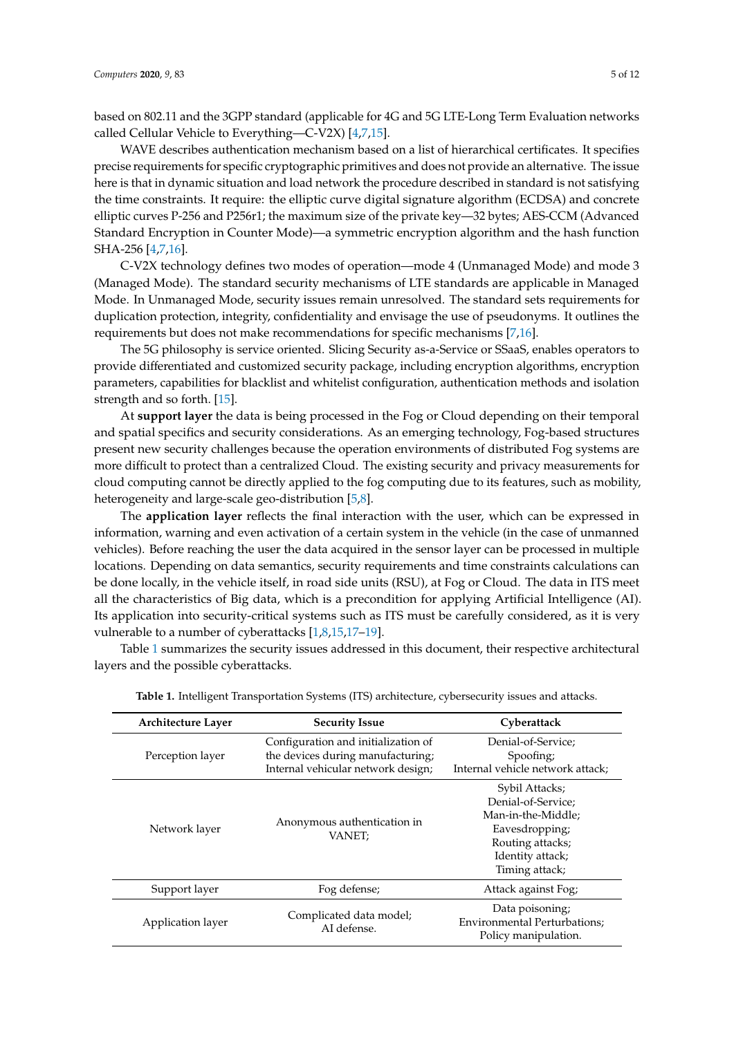based on 802.11 and the 3GPP standard (applicable for 4G and 5G LTE-Long Term Evaluation networks called Cellular Vehicle to Everything—C-V2X) [4,7,15].

WAVE describes authentication mechanism based on a list of hierarchical certificates. It specifies precise requirements for specific cryptographic primitives and does not provide an alternative. The issue here is that in dynamic situation and load network the procedure described in standard is not satisfying the time constraints. It require: the elliptic curve digital signature algorithm (ECDSA) and concrete elliptic curves P-256 and P256r1; the maximum size of the private key—32 bytes; AES-CCM (Advanced Standard Encryption in Counter Mode)—a symmetric encryption algorithm and the hash function SHA-256 [4,7,16].

C-V2X technology defines two modes of operation—mode 4 (Unmanaged Mode) and mode 3 (Managed Mode). The standard security mechanisms of LTE standards are applicable in Managed Mode. In Unmanaged Mode, security issues remain unresolved. The standard sets requirements for duplication protection, integrity, confidentiality and envisage the use of pseudonyms. It outlines the requirements but does not make recommendations for specific mechanisms [7,16].

The 5G philosophy is service oriented. Slicing Security as-a-Service or SSaaS, enables operators to provide differentiated and customized security package, including encryption algorithms, encryption parameters, capabilities for blacklist and whitelist configuration, authentication methods and isolation strength and so forth. [15].

At **support layer** the data is being processed in the Fog or Cloud depending on their temporal and spatial specifics and security considerations. As an emerging technology, Fog-based structures present new security challenges because the operation environments of distributed Fog systems are more difficult to protect than a centralized Cloud. The existing security and privacy measurements for cloud computing cannot be directly applied to the fog computing due to its features, such as mobility, heterogeneity and large-scale geo-distribution [5,8].

The **application layer** reflects the final interaction with the user, which can be expressed in information, warning and even activation of a certain system in the vehicle (in the case of unmanned vehicles). Before reaching the user the data acquired in the sensor layer can be processed in multiple locations. Depending on data semantics, security requirements and time constraints calculations can be done locally, in the vehicle itself, in road side units (RSU), at Fog or Cloud. The data in ITS meet all the characteristics of Big data, which is a precondition for applying Artificial Intelligence (AI). Its application into security-critical systems such as ITS must be carefully considered, as it is very vulnerable to a number of cyberattacks [1,8,15,17–19].

Table 1 summarizes the security issues addressed in this document, their respective architectural layers and the possible cyberattacks.

**Table 1.** Intelligent Transportation Systems (ITS) architecture, cybersecurity issues and attacks.

| Architecture Layer | Security Issue | Cyberattack |
|---|---|---|
| Perception layer | Configuration and initialization of the devices during manufacturing; Internal vehicular network design; | Denial-of-Service; Spoofing; Internal vehicle network attack; |
| Network layer | Anonymous authentication in VANET; | Sybil Attacks; Denial-of-Service; Man-in-the-Middle; Eavesdropping; Routing attacks; Identity attack; Timing attack; |
| Support layer | Fog defense; | Attack against Fog; |
| Application layer | Complicated data model; AI defense. | Data poisoning; Environmental Perturbations; Policy manipulation. |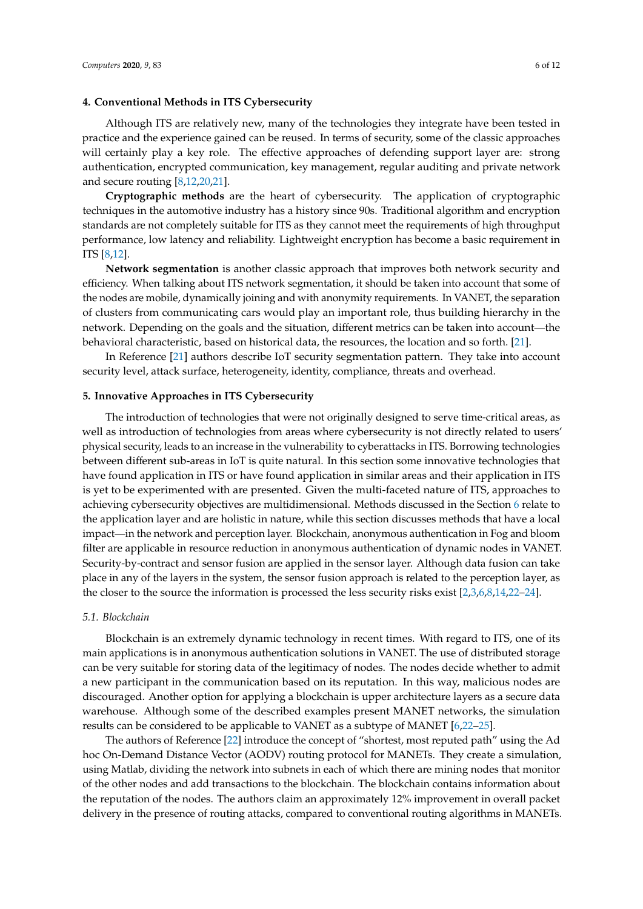## 4. Conventional Methods in ITS Cybersecurity

Although ITS are relatively new, many of the technologies they integrate have been tested in practice and the experience gained can be reused. In terms of security, some of the classic approaches will certainly play a key role. The effective approaches of defending support layer are: strong authentication, encrypted communication, key management, regular auditing and private network and secure routing [8,12,20,21].

**Cryptographic methods** are the heart of cybersecurity. The application of cryptographic techniques in the automotive industry has a history since 90s. Traditional algorithm and encryption standards are not completely suitable for ITS as they cannot meet the requirements of high throughput performance, low latency and reliability. Lightweight encryption has become a basic requirement in ITS [8,12].

**Network segmentation** is another classic approach that improves both network security and efficiency. When talking about ITS network segmentation, it should be taken into account that some of the nodes are mobile, dynamically joining and with anonymity requirements. In VANET, the separation of clusters from communicating cars would play an important role, thus building hierarchy in the network. Depending on the goals and the situation, different metrics can be taken into account—the behavioral characteristic, based on historical data, the resources, the location and so forth. [21].

In Reference [21] authors describe IoT security segmentation pattern. They take into account security level, attack surface, heterogeneity, identity, compliance, threats and overhead.

## 5. Innovative Approaches in ITS Cybersecurity

The introduction of technologies that were not originally designed to serve time-critical areas, as well as introduction of technologies from areas where cybersecurity is not directly related to users' physical security, leads to an increase in the vulnerability to cyberattacks in ITS. Borrowing technologies between different sub-areas in IoT is quite natural. In this section some innovative technologies that have found application in ITS or have found application in similar areas and their application in ITS is yet to be experimented with are presented. Given the multi-faceted nature of ITS, approaches to achieving cybersecurity objectives are multidimensional. Methods discussed in the Section 6 relate to the application layer and are holistic in nature, while this section discusses methods that have a local impact—in the network and perception layer. Blockchain, anonymous authentication in Fog and bloom filter are applicable in resource reduction in anonymous authentication of dynamic nodes in VANET. Security-by-contract and sensor fusion are applied in the sensor layer. Although data fusion can take place in any of the layers in the system, the sensor fusion approach is related to the perception layer, as the closer to the source the information is processed the less security risks exist [2,3,6,8,14,22–24].

### 5.1. Blockchain

Blockchain is an extremely dynamic technology in recent times. With regard to ITS, one of its main applications is in anonymous authentication solutions in VANET. The use of distributed storage can be very suitable for storing data of the legitimacy of nodes. The nodes decide whether to admit a new participant in the communication based on its reputation. In this way, malicious nodes are discouraged. Another option for applying a blockchain is upper architecture layers as a secure data warehouse. Although some of the described examples present MANET networks, the simulation results can be considered to be applicable to VANET as a subtype of MANET [6,22–25].

The authors of Reference [22] introduce the concept of "shortest, most reputed path" using the Ad hoc On-Demand Distance Vector (AODV) routing protocol for MANETs. They create a simulation, using Matlab, dividing the network into subnets in each of which there are mining nodes that monitor of the other nodes and add transactions to the blockchain. The blockchain contains information about the reputation of the nodes. The authors claim an approximately 12% improvement in overall packet delivery in the presence of routing attacks, compared to conventional routing algorithms in MANETs.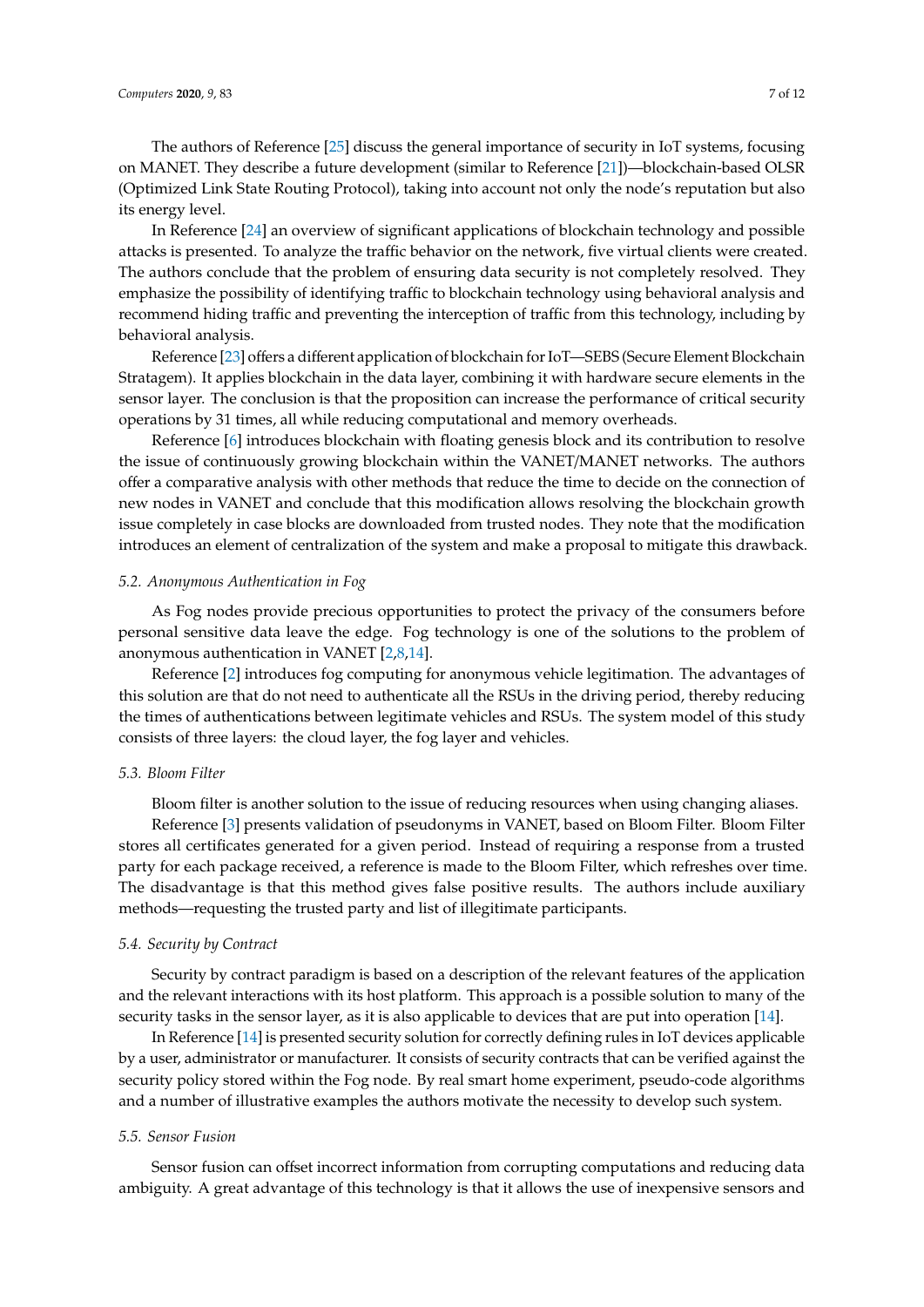The authors of Reference [25] discuss the general importance of security in IoT systems, focusing on MANET. They describe a future development (similar to Reference [21])—blockchain-based OLSR (Optimized Link State Routing Protocol), taking into account not only the node's reputation but also its energy level.

In Reference [24] an overview of significant applications of blockchain technology and possible attacks is presented. To analyze the traffic behavior on the network, five virtual clients were created. The authors conclude that the problem of ensuring data security is not completely resolved. They emphasize the possibility of identifying traffic to blockchain technology using behavioral analysis and recommend hiding traffic and preventing the interception of traffic from this technology, including by behavioral analysis.

Reference [23] offers a different application of blockchain for IoT—SEBS (Secure Element Blockchain Stratagem). It applies blockchain in the data layer, combining it with hardware secure elements in the sensor layer. The conclusion is that the proposition can increase the performance of critical security operations by 31 times, all while reducing computational and memory overheads.

Reference [6] introduces blockchain with floating genesis block and its contribution to resolve the issue of continuously growing blockchain within the VANET/MANET networks. The authors offer a comparative analysis with other methods that reduce the time to decide on the connection of new nodes in VANET and conclude that this modification allows resolving the blockchain growth issue completely in case blocks are downloaded from trusted nodes. They note that the modification introduces an element of centralization of the system and make a proposal to mitigate this drawback.

### *5.2. Anonymous Authentication in Fog*

As Fog nodes provide precious opportunities to protect the privacy of the consumers before personal sensitive data leave the edge. Fog technology is one of the solutions to the problem of anonymous authentication in VANET [2,8,14].

Reference [2] introduces fog computing for anonymous vehicle legitimation. The advantages of this solution are that do not need to authenticate all the RSUs in the driving period, thereby reducing the times of authentications between legitimate vehicles and RSUs. The system model of this study consists of three layers: the cloud layer, the fog layer and vehicles.

### *5.3. Bloom Filter*

Bloom filter is another solution to the issue of reducing resources when using changing aliases.

Reference [3] presents validation of pseudonyms in VANET, based on Bloom Filter. Bloom Filter stores all certificates generated for a given period. Instead of requiring a response from a trusted party for each package received, a reference is made to the Bloom Filter, which refreshes over time. The disadvantage is that this method gives false positive results. The authors include auxiliary methods—requesting the trusted party and list of illegitimate participants.

### *5.4. Security by Contract*

Security by contract paradigm is based on a description of the relevant features of the application and the relevant interactions with its host platform. This approach is a possible solution to many of the security tasks in the sensor layer, as it is also applicable to devices that are put into operation [14].

In Reference [14] is presented security solution for correctly defining rules in IoT devices applicable by a user, administrator or manufacturer. It consists of security contracts that can be verified against the security policy stored within the Fog node. By real smart home experiment, pseudo-code algorithms and a number of illustrative examples the authors motivate the necessity to develop such system.

### *5.5. Sensor Fusion*

Sensor fusion can offset incorrect information from corrupting computations and reducing data ambiguity. A great advantage of this technology is that it allows the use of inexpensive sensors and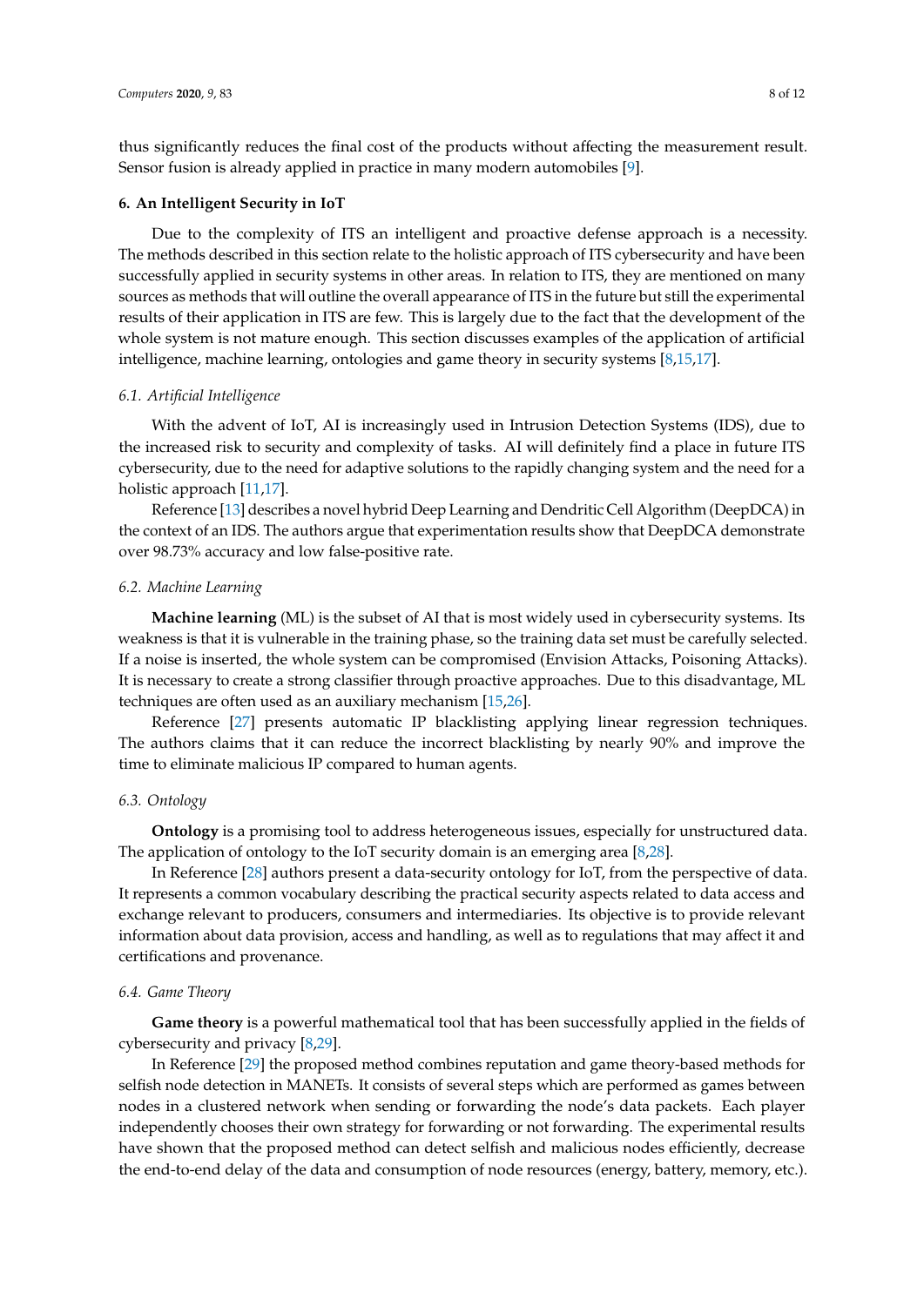thus significantly reduces the final cost of the products without affecting the measurement result. Sensor fusion is already applied in practice in many modern automobiles [9].

## 6. An Intelligent Security in IoT

Due to the complexity of ITS an intelligent and proactive defense approach is a necessity. The methods described in this section relate to the holistic approach of ITS cybersecurity and have been successfully applied in security systems in other areas. In relation to ITS, they are mentioned on many sources as methods that will outline the overall appearance of ITS in the future but still the experimental results of their application in ITS are few. This is largely due to the fact that the development of the whole system is not mature enough. This section discusses examples of the application of artificial intelligence, machine learning, ontologies and game theory in security systems [8,15,17].

### 6.1. Artificial Intelligence

With the advent of IoT, AI is increasingly used in Intrusion Detection Systems (IDS), due to the increased risk to security and complexity of tasks. AI will definitely find a place in future ITS cybersecurity, due to the need for adaptive solutions to the rapidly changing system and the need for a holistic approach [11,17].

Reference [13] describes a novel hybrid Deep Learning and Dendritic Cell Algorithm (DeepDCA) in the context of an IDS. The authors argue that experimentation results show that DeepDCA demonstrate over 98.73% accuracy and low false-positive rate.

### 6.2. Machine Learning

**Machine learning** (ML) is the subset of AI that is most widely used in cybersecurity systems. Its weakness is that it is vulnerable in the training phase, so the training data set must be carefully selected. If a noise is inserted, the whole system can be compromised (Envision Attacks, Poisoning Attacks). It is necessary to create a strong classifier through proactive approaches. Due to this disadvantage, ML techniques are often used as an auxiliary mechanism [15,26].

Reference [27] presents automatic IP blacklisting applying linear regression techniques. The authors claims that it can reduce the incorrect blacklisting by nearly 90% and improve the time to eliminate malicious IP compared to human agents.

### 6.3. Ontology

**Ontology** is a promising tool to address heterogeneous issues, especially for unstructured data. The application of ontology to the IoT security domain is an emerging area [8,28].

In Reference [28] authors present a data-security ontology for IoT, from the perspective of data. It represents a common vocabulary describing the practical security aspects related to data access and exchange relevant to producers, consumers and intermediaries. Its objective is to provide relevant information about data provision, access and handling, as well as to regulations that may affect it and certifications and provenance.

### 6.4. Game Theory

**Game theory** is a powerful mathematical tool that has been successfully applied in the fields of cybersecurity and privacy [8,29].

In Reference [29] the proposed method combines reputation and game theory-based methods for selfish node detection in MANETs. It consists of several steps which are performed as games between nodes in a clustered network when sending or forwarding the node's data packets. Each player independently chooses their own strategy for forwarding or not forwarding. The experimental results have shown that the proposed method can detect selfish and malicious nodes efficiently, decrease the end-to-end delay of the data and consumption of node resources (energy, battery, memory, etc.).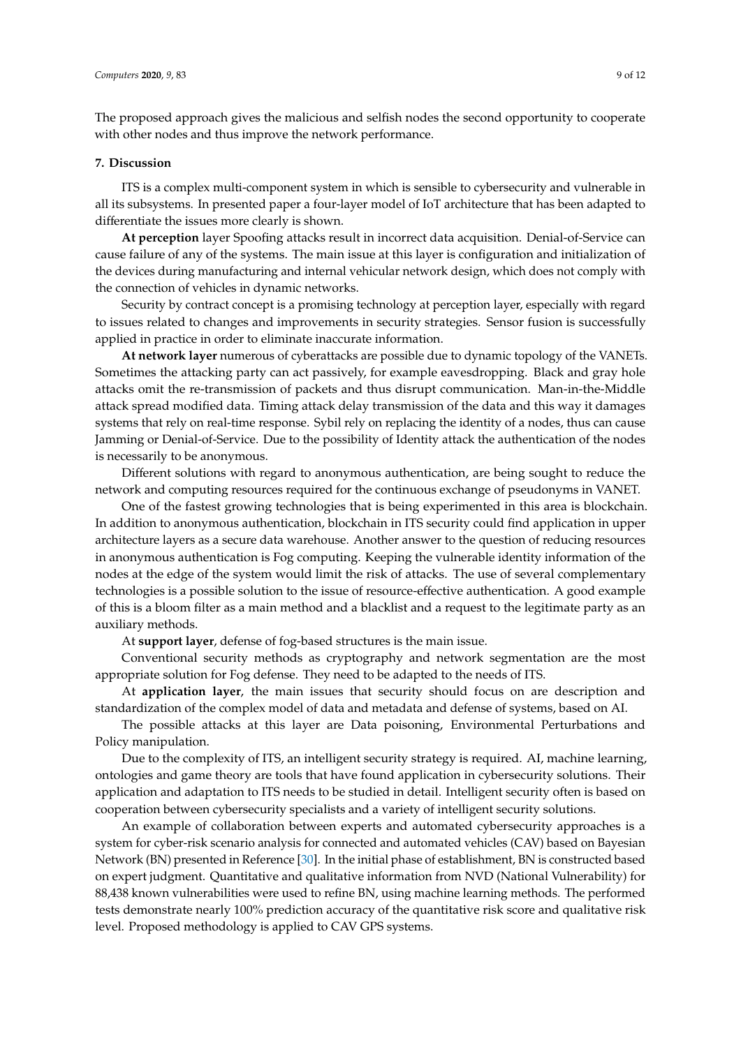The proposed approach gives the malicious and selfish nodes the second opportunity to cooperate with other nodes and thus improve the network performance.

## 7. Discussion

ITS is a complex multi-component system in which is sensible to cybersecurity and vulnerable in all its subsystems. In presented paper a four-layer model of IoT architecture that has been adapted to differentiate the issues more clearly is shown.

**At perception** layer Spoofing attacks result in incorrect data acquisition. Denial-of-Service can cause failure of any of the systems. The main issue at this layer is configuration and initialization of the devices during manufacturing and internal vehicular network design, which does not comply with the connection of vehicles in dynamic networks.

Security by contract concept is a promising technology at perception layer, especially with regard to issues related to changes and improvements in security strategies. Sensor fusion is successfully applied in practice in order to eliminate inaccurate information.

**At network layer** numerous of cyberattacks are possible due to dynamic topology of the VANETs. Sometimes the attacking party can act passively, for example eavesdropping. Black and gray hole attacks omit the re-transmission of packets and thus disrupt communication. Man-in-the-Middle attack spread modified data. Timing attack delay transmission of the data and this way it damages systems that rely on real-time response. Sybil rely on replacing the identity of a nodes, thus can cause Jamming or Denial-of-Service. Due to the possibility of Identity attack the authentication of the nodes is necessarily to be anonymous.

Different solutions with regard to anonymous authentication, are being sought to reduce the network and computing resources required for the continuous exchange of pseudonyms in VANET.

One of the fastest growing technologies that is being experimented in this area is blockchain. In addition to anonymous authentication, blockchain in ITS security could find application in upper architecture layers as a secure data warehouse. Another answer to the question of reducing resources in anonymous authentication is Fog computing. Keeping the vulnerable identity information of the nodes at the edge of the system would limit the risk of attacks. The use of several complementary technologies is a possible solution to the issue of resource-effective authentication. A good example of this is a bloom filter as a main method and a blacklist and a request to the legitimate party as an auxiliary methods.

At **support layer**, defense of fog-based structures is the main issue.

Conventional security methods as cryptography and network segmentation are the most appropriate solution for Fog defense. They need to be adapted to the needs of ITS.

At **application layer**, the main issues that security should focus on are description and standardization of the complex model of data and metadata and defense of systems, based on AI.

The possible attacks at this layer are Data poisoning, Environmental Perturbations and Policy manipulation.

Due to the complexity of ITS, an intelligent security strategy is required. AI, machine learning, ontologies and game theory are tools that have found application in cybersecurity solutions. Their application and adaptation to ITS needs to be studied in detail. Intelligent security often is based on cooperation between cybersecurity specialists and a variety of intelligent security solutions.

An example of collaboration between experts and automated cybersecurity approaches is a system for cyber-risk scenario analysis for connected and automated vehicles (CAV) based on Bayesian Network (BN) presented in Reference [30]. In the initial phase of establishment, BN is constructed based on expert judgment. Quantitative and qualitative information from NVD (National Vulnerability) for 88,438 known vulnerabilities were used to refine BN, using machine learning methods. The performed tests demonstrate nearly 100% prediction accuracy of the quantitative risk score and qualitative risk level. Proposed methodology is applied to CAV GPS systems.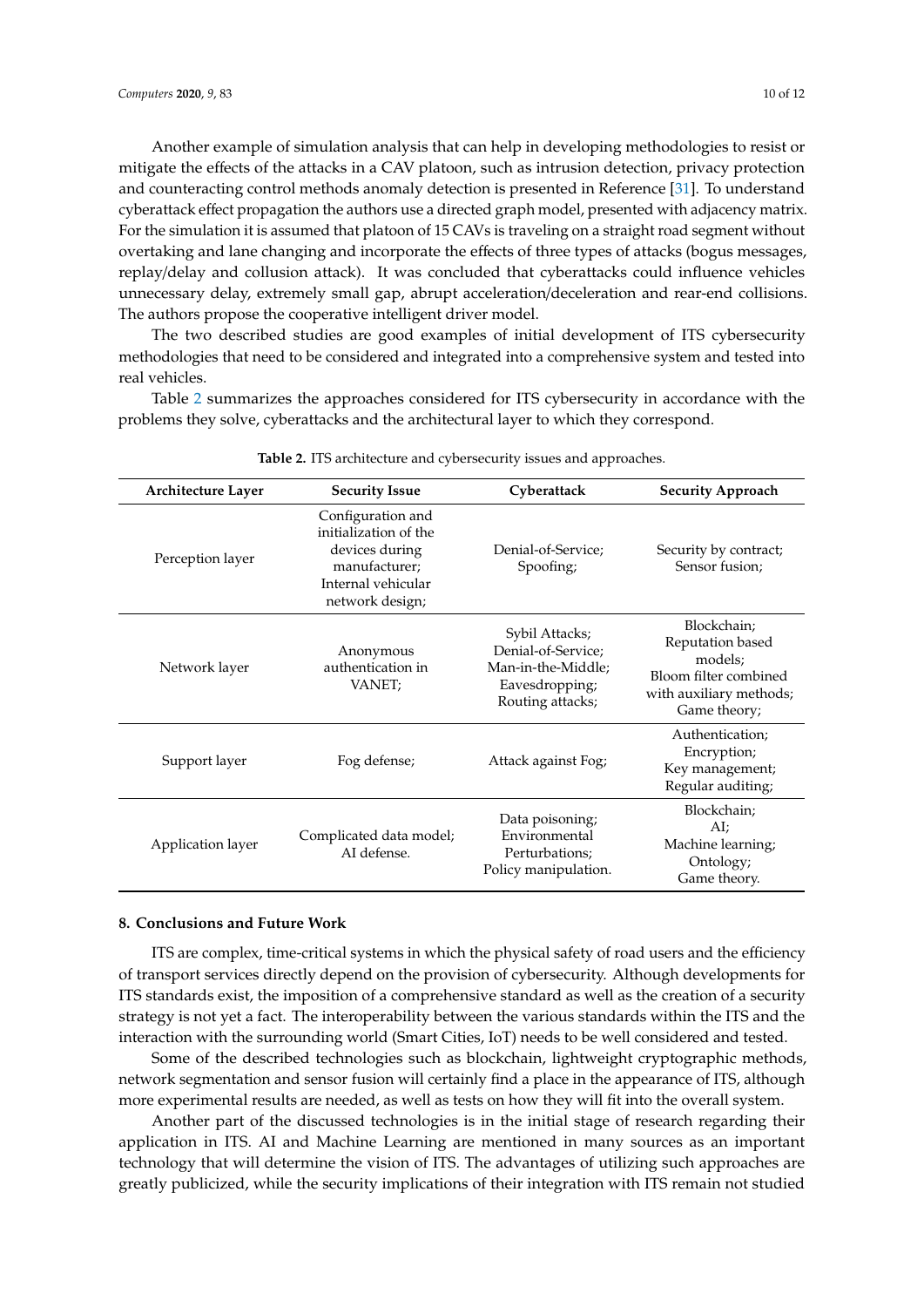Another example of simulation analysis that can help in developing methodologies to resist or mitigate the effects of the attacks in a CAV platoon, such as intrusion detection, privacy protection and counteracting control methods anomaly detection is presented in Reference [31]. To understand cyberattack effect propagation the authors use a directed graph model, presented with adjacency matrix. For the simulation it is assumed that platoon of 15 CAVs is traveling on a straight road segment without overtaking and lane changing and incorporate the effects of three types of attacks (bogus messages, replay/delay and collusion attack). It was concluded that cyberattacks could influence vehicles unnecessary delay, extremely small gap, abrupt acceleration/deceleration and rear-end collisions. The authors propose the cooperative intelligent driver model.

The two described studies are good examples of initial development of ITS cybersecurity methodologies that need to be considered and integrated into a comprehensive system and tested into real vehicles.

Table 2 summarizes the approaches considered for ITS cybersecurity in accordance with the problems they solve, cyberattacks and the architectural layer to which they correspond.

**Table 2.** ITS architecture and cybersecurity issues and approaches.

| Architecture Layer | Security Issue | Cyberattack | Security Approach |
|---|---|---|---|
| Perception layer | Configuration and initialization of the devices during manufacturer; Internal vehicular network design; | Denial-of-Service; Spoofing; | Security by contract; Sensor fusion; |
| Network layer | Anonymous authentication in VANET; | Sybil Attacks; Denial-of-Service; Man-in-the-Middle; Eavesdropping; Routing attacks; | Blockchain; Reputation based models; Bloom filter combined with auxiliary methods; Game theory; |
| Support layer | Fog defense; | Attack against Fog; | Authentication; Encryption; Key management; Regular auditing; |
| Application layer | Complicated data model; AI defense. | Data poisoning; Environmental Perturbations; Policy manipulation. | Blockchain; AI; Machine learning; Ontology; Game theory. |

## 8. Conclusions and Future Work

ITS are complex, time-critical systems in which the physical safety of road users and the efficiency of transport services directly depend on the provision of cybersecurity. Although developments for ITS standards exist, the imposition of a comprehensive standard as well as the creation of a security strategy is not yet a fact. The interoperability between the various standards within the ITS and the interaction with the surrounding world (Smart Cities, IoT) needs to be well considered and tested.

Some of the described technologies such as blockchain, lightweight cryptographic methods, network segmentation and sensor fusion will certainly find a place in the appearance of ITS, although more experimental results are needed, as well as tests on how they will fit into the overall system.

Another part of the discussed technologies is in the initial stage of research regarding their application in ITS. AI and Machine Learning are mentioned in many sources as an important technology that will determine the vision of ITS. The advantages of utilizing such approaches are greatly publicized, while the security implications of their integration with ITS remain not studied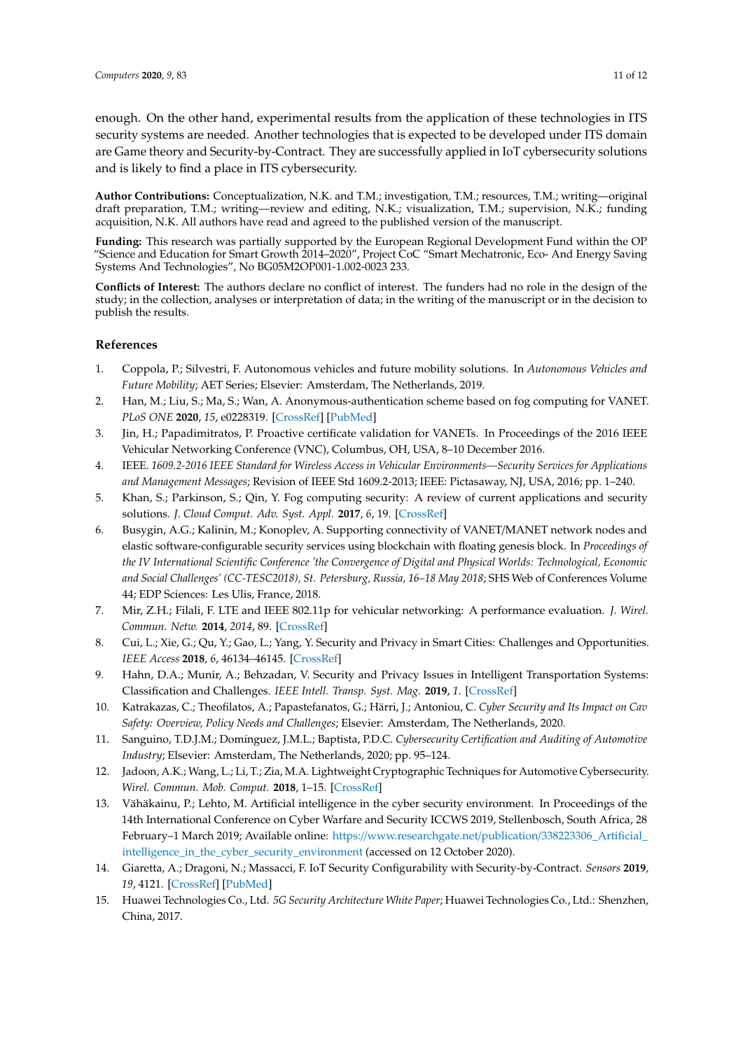enough. On the other hand, experimental results from the application of these technologies in ITS security systems are needed. Another technologies that is expected to be developed under ITS domain are Game theory and Security-by-Contract. They are successfully applied in IoT cybersecurity solutions and is likely to find a place in ITS cybersecurity.

**Author Contributions:** Conceptualization, N.K. and T.M.; investigation, T.M.; resources, T.M.; writing—original draft preparation, T.M.; writing—review and editing, N.K.; visualization, T.M.; supervision, N.K.; funding acquisition, N.K. All authors have read and agreed to the published version of the manuscript.

**Funding:** This research was partially supported by the European Regional Development Fund within the OP "Science and Education for Smart Growth 2014–2020", Project CoC "Smart Mechatronic, Eco- And Energy Saving Systems And Technologies", No BG05M2OP001-1.002-0023 233.

**Conflicts of Interest:** The authors declare no conflict of interest. The funders had no role in the design of the study; in the collection, analyses or interpretation of data; in the writing of the manuscript or in the decision to publish the results.

## References

1. Coppola, P.; Silvestri, F. Autonomous vehicles and future mobility solutions. In *Autonomous Vehicles and Future Mobility*; AET Series; Elsevier: Amsterdam, The Netherlands, 2019.
2. Han, M.; Liu, S.; Ma, S.; Wan, A. Anonymous-authentication scheme based on fog computing for VANET. *PLoS ONE* **2020**, *15*, e0228319. [CrossRef] [PubMed]
3. Jin, H.; Papadimitratos, P. Proactive certificate validation for VANETs. In Proceedings of the 2016 IEEE Vehicular Networking Conference (VNC), Columbus, OH, USA, 8–10 December 2016.
4. IEEE. *1609.2-2016 IEEE Standard for Wireless Access in Vehicular Environments—Security Services for Applications and Management Messages*; Revision of IEEE Std 1609.2-2013; IEEE: Pictasaway, NJ, USA, 2016; pp. 1–240.
5. Khan, S.; Parkinson, S.; Qin, Y. Fog computing security: A review of current applications and security solutions. *J. Cloud Comput. Adv. Syst. Appl.* **2017**, *6*, 19. [CrossRef]
6. Busygin, A.G.; Kalinin, M.; Konoplev, A. Supporting connectivity of VANET/MANET network nodes and elastic software-configurable security services using blockchain with floating genesis block. In *Proceedings of the IV International Scientific Conference 'the Convergence of Digital and Physical Worlds: Technological, Economic and Social Challenges' (CC-TESC2018), St. Petersburg, Russia, 16–18 May 2018*; SHS Web of Conferences Volume 44; EDP Sciences: Les Ulis, France, 2018.
7. Mir, Z.H.; Filali, F. LTE and IEEE 802.11p for vehicular networking: A performance evaluation. *J. Wirel. Commun. Netw.* **2014**, *2014*, 89. [CrossRef]
8. Cui, L.; Xie, G.; Qu, Y.; Gao, L.; Yang, Y. Security and Privacy in Smart Cities: Challenges and Opportunities. *IEEE Access* **2018**, *6*, 46134–46145. [CrossRef]
9. Hahn, D.A.; Munir, A.; Behzadan, V. Security and Privacy Issues in Intelligent Transportation Systems: Classification and Challenges. *IEEE Intell. Transp. Syst. Mag.* **2019**, *1*. [CrossRef]
10. Katrakazas, C.; Theofilatos, A.; Papastefanatos, G.; Härri, J.; Antoniou, C. *Cyber Security and Its Impact on Cav Safety: Overview, Policy Needs and Challenges*; Elsevier: Amsterdam, The Netherlands, 2020.
11. Sanguino, T.D.J.M.; Domínguez, J.M.L.; Baptista, P.D.C. *Cybersecurity Certification and Auditing of Automotive Industry*; Elsevier: Amsterdam, The Netherlands, 2020; pp. 95–124.
12. Jadoon, A.K.; Wang, L.; Li, T.; Zia, M.A. Lightweight Cryptographic Techniques for Automotive Cybersecurity. *Wirel. Commun. Mob. Comput.* **2018**, 1–15. [CrossRef]
13. Vähäkainu, P.; Lehto, M. Artificial intelligence in the cyber security environment. In Proceedings of the 14th International Conference on Cyber Warfare and Security ICCWS 2019, Stellenbosch, South Africa, 28 February–1 March 2019; Available online: https://www.researchgate.net/publication/338223306_Artificial_intelligence_in_the_cyber_security_environment (accessed on 12 October 2020).
14. Giaretta, A.; Dragoni, N.; Massacci, F. IoT Security Configurability with Security-by-Contract. *Sensors* **2019**, *19*, 4121. [CrossRef] [PubMed]
15. Huawei Technologies Co., Ltd. *5G Security Architecture White Paper*; Huawei Technologies Co., Ltd.: Shenzhen, China, 2017.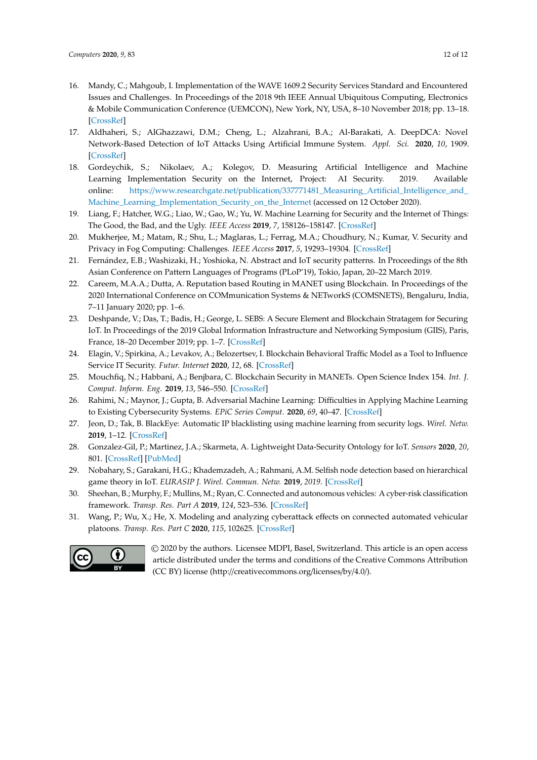16. Mandy, C.; Mahgoub, I. Implementation of the WAVE 1609.2 Security Services Standard and Encountered Issues and Challenges. In Proceedings of the 2018 9th IEEE Annual Ubiquitous Computing, Electronics & Mobile Communication Conference (UEMCON), New York, NY, USA, 8–10 November 2018; pp. 13–18. [CrossRef]
17. Aldhaheri, S.; AlGhazzawi, D.M.; Cheng, L.; Alzahrani, B.A.; Al-Barakati, A. DeepDCA: Novel Network-Based Detection of IoT Attacks Using Artificial Immune System. *Appl. Sci.* **2020**, *10*, 1909. [CrossRef]
18. Gordeychik, S.; Nikolaev, A.; Kolegov, D. Measuring Artificial Intelligence and Machine Learning Implementation Security on the Internet, Project: AI Security. 2019. Available online: https://www.researchgate.net/publication/337771481_Measuring_Artificial_Intelligence_and_Machine_Learning_Implementation_Security_on_the_Internet (accessed on 12 October 2020).
19. Liang, F.; Hatcher, W.G.; Liao, W.; Gao, W.; Yu, W. Machine Learning for Security and the Internet of Things: The Good, the Bad, and the Ugly. *IEEE Access* **2019**, *7*, 158126–158147. [CrossRef]
20. Mukherjee, M.; Matam, R.; Shu, L.; Maglaras, L.; Ferrag, M.A.; Choudhury, N.; Kumar, V. Security and Privacy in Fog Computing: Challenges. *IEEE Access* **2017**, *5*, 19293–19304. [CrossRef]
21. Fernández, E.B.; Washizaki, H.; Yoshioka, N. Abstract and IoT security patterns. In Proceedings of the 8th Asian Conference on Pattern Languages of Programs (PLoP'19), Tokio, Japan, 20–22 March 2019.
22. Careem, M.A.A.; Dutta, A. Reputation based Routing in MANET using Blockchain. In Proceedings of the 2020 International Conference on COMmunication Systems & NETworkS (COMSNETS), Bengaluru, India, 7–11 January 2020; pp. 1–6.
23. Deshpande, V.; Das, T.; Badis, H.; George, L. SEBS: A Secure Element and Blockchain Stratagem for Securing IoT. In Proceedings of the 2019 Global Information Infrastructure and Networking Symposium (GIIS), Paris, France, 18–20 December 2019; pp. 1–7. [CrossRef]
24. Elagin, V.; Spirkina, A.; Levakov, A.; Belozertsev, I. Blockchain Behavioral Traffic Model as a Tool to Influence Service IT Security. *Futur. Internet* **2020**, *12*, 68. [CrossRef]
25. Mouchfiq, N.; Habbani, A.; Benjbara, C. Blockchain Security in MANETs. Open Science Index 154. *Int. J. Comput. Inform. Eng.* **2019**, *13*, 546–550. [CrossRef]
26. Rahimi, N.; Maynor, J.; Gupta, B. Adversarial Machine Learning: Difficulties in Applying Machine Learning to Existing Cybersecurity Systems. *EPiC Series Comput.* **2020**, *69*, 40–47. [CrossRef]
27. Jeon, D.; Tak, B. BlackEye: Automatic IP blacklisting using machine learning from security logs. *Wirel. Netw.* **2019**, 1–12. [CrossRef]
28. Gonzalez-Gil, P.; Martinez, J.A.; Skarmeta, A. Lightweight Data-Security Ontology for IoT. *Sensors* **2020**, *20*, 801. [CrossRef] [PubMed]
29. Nobahary, S.; Garakani, H.G.; Khademzadeh, A.; Rahmani, A.M. Selfish node detection based on hierarchical game theory in IoT. *EURASIP J. Wirel. Commun. Netw.* **2019**, *2019*. [CrossRef]
30. Sheehan, B.; Murphy, F.; Mullins, M.; Ryan, C. Connected and autonomous vehicles: A cyber-risk classification framework. *Transp. Res. Part A* **2019**, *124*, 523–536. [CrossRef]
31. Wang, P.; Wu, X.; He, X. Modeling and analyzing cyberattack effects on connected automated vehicular platoons. *Transp. Res. Part C* **2020**, *115*, 102625. [CrossRef]

© 2020 by the authors. Licensee MDPI, Basel, Switzerland. This article is an open access article distributed under the terms and conditions of the Creative Commons Attribution (CC BY) license (http://creativecommons.org/licenses/by/4.0/).